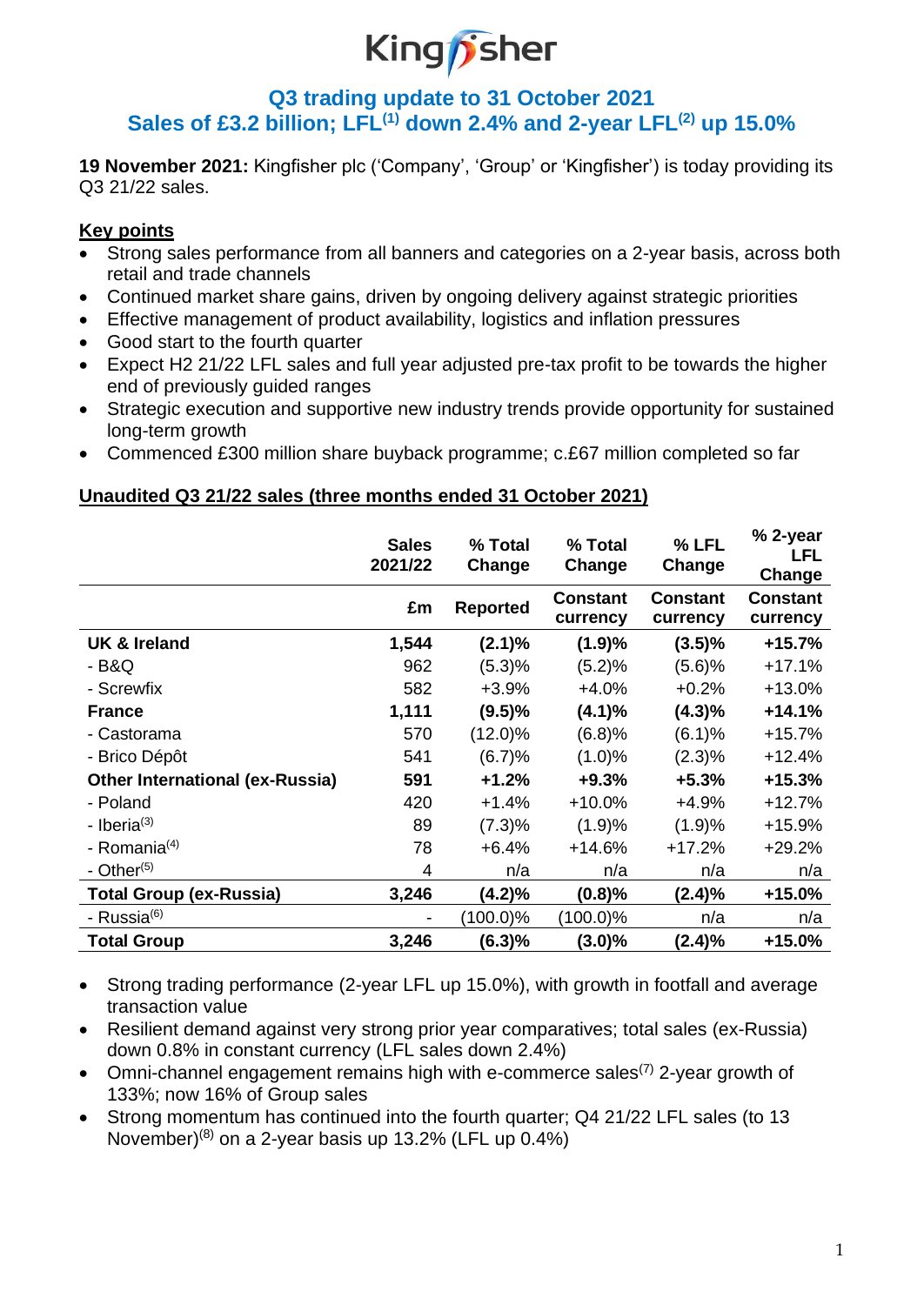# Kingfisher

## Q3 trading update to 31 October 2021
## Sales of £3.2 billion; LFL[1] down 2.4% and 2-year LFL[2] up 15.0%

**19 November 2021:** Kingfisher plc ('Company', 'Group' or 'Kingfisher') is today providing its Q3 21/22 sales.

**Key points**

- Strong sales performance from all banners and categories on a 2-year basis, across both retail and trade channels
- Continued market share gains, driven by ongoing delivery against strategic priorities
- Effective management of product availability, logistics and inflation pressures
- Good start to the fourth quarter
- Expect H2 21/22 LFL sales and full year adjusted pre-tax profit to be towards the higher end of previously guided ranges
- Strategic execution and supportive new industry trends provide opportunity for sustained long-term growth
- Commenced £300 million share buyback programme; c.£67 million completed so far

**Unaudited Q3 21/22 sales (three months ended 31 October 2021)**

| | Sales 2021/22 | % Total Change | % Total Change | % LFL Change | % 2-year LFL Change |
|---|---|---|---|---|---|
| | £m | Reported | Constant currency | Constant currency | Constant currency |
| **UK & Ireland** | **1,544** | **(2.1)%** | **(1.9)%** | **(3.5)%** | **+15.7%** |
| - B&Q | 962 | (5.3)% | (5.2)% | (5.6)% | +17.1% |
| - Screwfix | 582 | +3.9% | +4.0% | +0.2% | +13.0% |
| **France** | **1,111** | **(9.5)%** | **(4.1)%** | **(4.3)%** | **+14.1%** |
| - Castorama | 570 | (12.0)% | (6.8)% | (6.1)% | +15.7% |
| - Brico Dépôt | 541 | (6.7)% | (1.0)% | (2.3)% | +12.4% |
| **Other International (ex-Russia)** | **591** | **+1.2%** | **+9.3%** | **+5.3%** | **+15.3%** |
| - Poland | 420 | +1.4% | +10.0% | +4.9% | +12.7% |
| - Iberia[3] | 89 | (7.3)% | (1.9)% | (1.9)% | +15.9% |
| - Romania[4] | 78 | +6.4% | +14.6% | +17.2% | +29.2% |
| - Other[5] | 4 | n/a | n/a | n/a | n/a |
| **Total Group (ex-Russia)** | **3,246** | **(4.2)%** | **(0.8)%** | **(2.4)%** | **+15.0%** |
| - Russia[6] | - | (100.0)% | (100.0)% | n/a | n/a |
| **Total Group** | **3,246** | **(6.3)%** | **(3.0)%** | **(2.4)%** | **+15.0%** |

- Strong trading performance (2-year LFL up 15.0%), with growth in footfall and average transaction value
- Resilient demand against very strong prior year comparatives; total sales (ex-Russia) down 0.8% in constant currency (LFL sales down 2.4%)
- Omni-channel engagement remains high with e-commerce sales[7] 2-year growth of 133%; now 16% of Group sales
- Strong momentum has continued into the fourth quarter; Q4 21/22 LFL sales (to 13 November)[8] on a 2-year basis up 13.2% (LFL up 0.4%)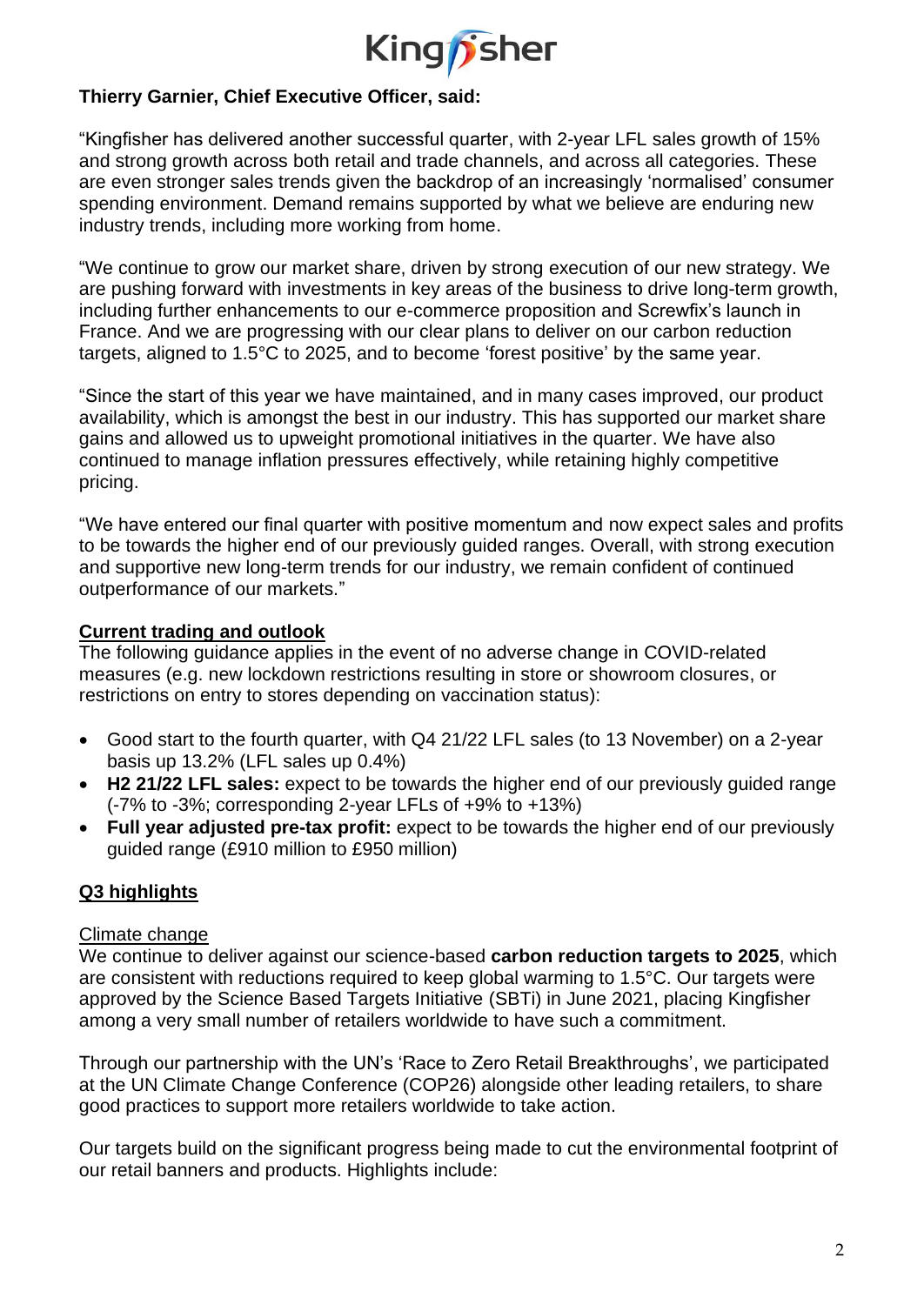**Thierry Garnier, Chief Executive Officer, said:**

"Kingfisher has delivered another successful quarter, with 2-year LFL sales growth of 15% and strong growth across both retail and trade channels, and across all categories. These are even stronger sales trends given the backdrop of an increasingly 'normalised' consumer spending environment. Demand remains supported by what we believe are enduring new industry trends, including more working from home.

"We continue to grow our market share, driven by strong execution of our new strategy. We are pushing forward with investments in key areas of the business to drive long-term growth, including further enhancements to our e-commerce proposition and Screwfix's launch in France. And we are progressing with our clear plans to deliver on our carbon reduction targets, aligned to 1.5°C to 2025, and to become 'forest positive' by the same year.

"Since the start of this year we have maintained, and in many cases improved, our product availability, which is amongst the best in our industry. This has supported our market share gains and allowed us to upweight promotional initiatives in the quarter. We have also continued to manage inflation pressures effectively, while retaining highly competitive pricing.

"We have entered our final quarter with positive momentum and now expect sales and profits to be towards the higher end of our previously guided ranges. Overall, with strong execution and supportive new long-term trends for our industry, we remain confident of continued outperformance of our markets."

## Current trading and outlook

The following guidance applies in the event of no adverse change in COVID-related measures (e.g. new lockdown restrictions resulting in store or showroom closures, or restrictions on entry to stores depending on vaccination status):

- Good start to the fourth quarter, with Q4 21/22 LFL sales (to 13 November) on a 2-year basis up 13.2% (LFL sales up 0.4%)
- **H2 21/22 LFL sales:** expect to be towards the higher end of our previously guided range (-7% to -3%; corresponding 2-year LFLs of +9% to +13%)
- **Full year adjusted pre-tax profit:** expect to be towards the higher end of our previously guided range (£910 million to £950 million)

## Q3 highlights

### Climate change

We continue to deliver against our science-based **carbon reduction targets to 2025**, which are consistent with reductions required to keep global warming to 1.5°C. Our targets were approved by the Science Based Targets Initiative (SBTi) in June 2021, placing Kingfisher among a very small number of retailers worldwide to have such a commitment.

Through our partnership with the UN's 'Race to Zero Retail Breakthroughs', we participated at the UN Climate Change Conference (COP26) alongside other leading retailers, to share good practices to support more retailers worldwide to take action.

Our targets build on the significant progress being made to cut the environmental footprint of our retail banners and products. Highlights include: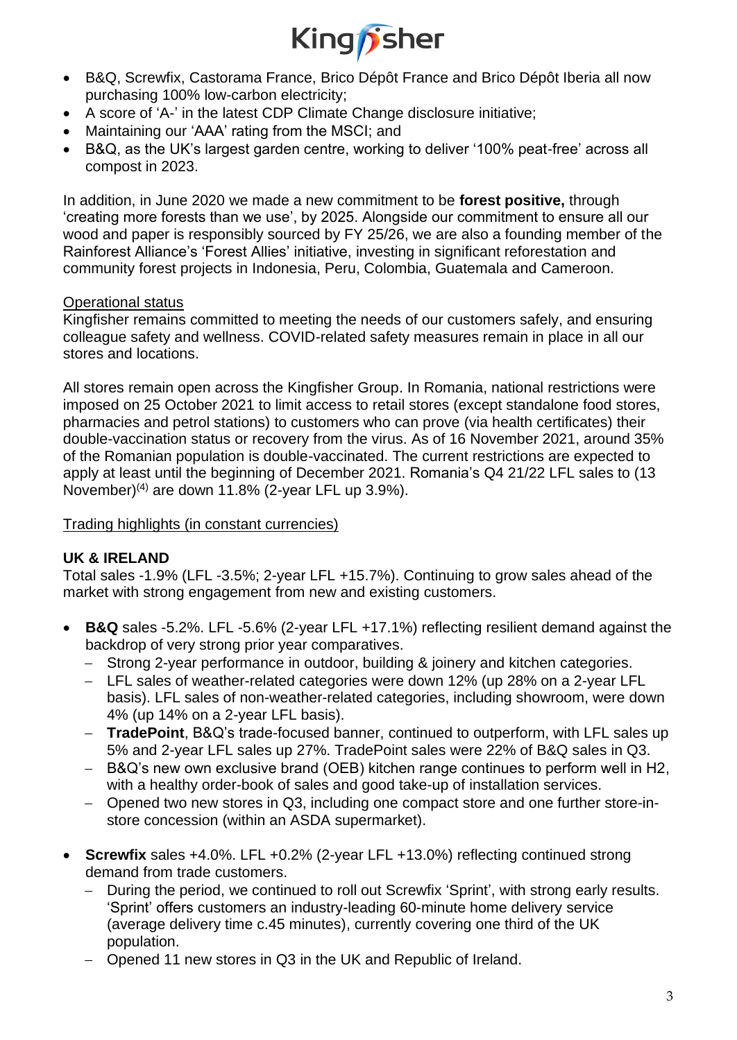- B&Q, Screwfix, Castorama France, Brico Dépôt France and Brico Dépôt Iberia all now purchasing 100% low-carbon electricity;
- A score of 'A-' in the latest CDP Climate Change disclosure initiative;
- Maintaining our 'AAA' rating from the MSCI; and
- B&Q, as the UK's largest garden centre, working to deliver '100% peat-free' across all compost in 2023.

In addition, in June 2020 we made a new commitment to be **forest positive,** through 'creating more forests than we use', by 2025. Alongside our commitment to ensure all our wood and paper is responsibly sourced by FY 25/26, we are also a founding member of the Rainforest Alliance's 'Forest Allies' initiative, investing in significant reforestation and community forest projects in Indonesia, Peru, Colombia, Guatemala and Cameroon.

<u>Operational status</u>

Kingfisher remains committed to meeting the needs of our customers safely, and ensuring colleague safety and wellness. COVID-related safety measures remain in place in all our stores and locations.

All stores remain open across the Kingfisher Group. In Romania, national restrictions were imposed on 25 October 2021 to limit access to retail stores (except standalone food stores, pharmacies and petrol stations) to customers who can prove (via health certificates) their double-vaccination status or recovery from the virus. As of 16 November 2021, around 35% of the Romanian population is double-vaccinated. The current restrictions are expected to apply at least until the beginning of December 2021. Romania's Q4 21/22 LFL sales to (13 November)[4] are down 11.8% (2-year LFL up 3.9%).

<u>Trading highlights (in constant currencies)</u>

**UK & IRELAND**

Total sales -1.9% (LFL -3.5%; 2-year LFL +15.7%). Continuing to grow sales ahead of the market with strong engagement from new and existing customers.

- **B&Q** sales -5.2%. LFL -5.6% (2-year LFL +17.1%) reflecting resilient demand against the backdrop of very strong prior year comparatives.
  - Strong 2-year performance in outdoor, building & joinery and kitchen categories.
  - LFL sales of weather-related categories were down 12% (up 28% on a 2-year LFL basis). LFL sales of non-weather-related categories, including showroom, were down 4% (up 14% on a 2-year LFL basis).
  - **TradePoint**, B&Q's trade-focused banner, continued to outperform, with LFL sales up 5% and 2-year LFL sales up 27%. TradePoint sales were 22% of B&Q sales in Q3.
  - B&Q's new own exclusive brand (OEB) kitchen range continues to perform well in H2, with a healthy order-book of sales and good take-up of installation services.
  - Opened two new stores in Q3, including one compact store and one further store-in-store concession (within an ASDA supermarket).
- **Screwfix** sales +4.0%. LFL +0.2% (2-year LFL +13.0%) reflecting continued strong demand from trade customers.
  - During the period, we continued to roll out Screwfix 'Sprint', with strong early results. 'Sprint' offers customers an industry-leading 60-minute home delivery service (average delivery time c.45 minutes), currently covering one third of the UK population.
  - Opened 11 new stores in Q3 in the UK and Republic of Ireland.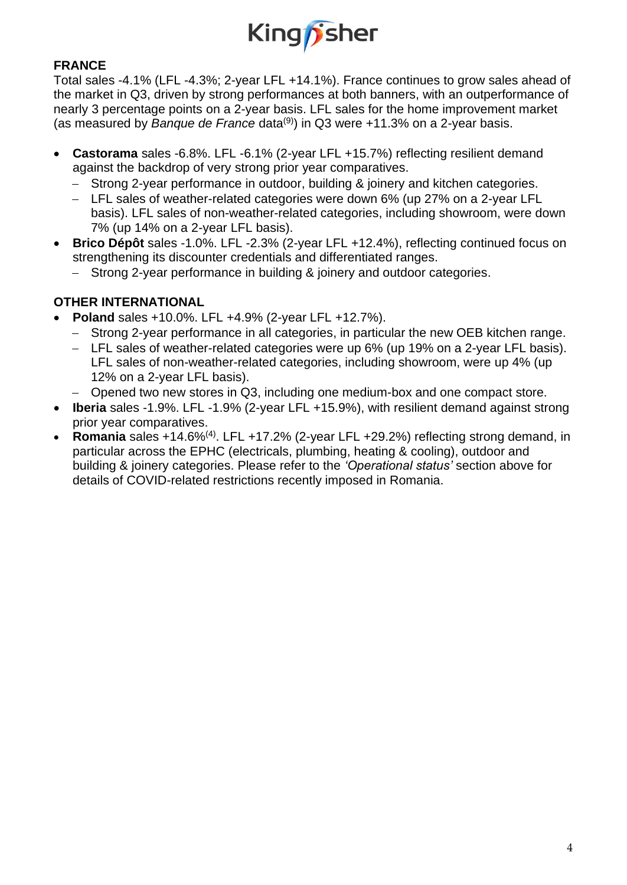## FRANCE

Total sales -4.1% (LFL -4.3%; 2-year LFL +14.1%). France continues to grow sales ahead of the market in Q3, driven by strong performances at both banners, with an outperformance of nearly 3 percentage points on a 2-year basis. LFL sales for the home improvement market (as measured by *Banque de France* data[9]) in Q3 were +11.3% on a 2-year basis.

- **Castorama** sales -6.8%. LFL -6.1% (2-year LFL +15.7%) reflecting resilient demand against the backdrop of very strong prior year comparatives.
  - Strong 2-year performance in outdoor, building & joinery and kitchen categories.
  - LFL sales of weather-related categories were down 6% (up 27% on a 2-year LFL basis). LFL sales of non-weather-related categories, including showroom, were down 7% (up 14% on a 2-year LFL basis).
- **Brico Dépôt** sales -1.0%. LFL -2.3% (2-year LFL +12.4%), reflecting continued focus on strengthening its discounter credentials and differentiated ranges.
  - Strong 2-year performance in building & joinery and outdoor categories.

## OTHER INTERNATIONAL

- **Poland** sales +10.0%. LFL +4.9% (2-year LFL +12.7%).
  - Strong 2-year performance in all categories, in particular the new OEB kitchen range.
  - LFL sales of weather-related categories were up 6% (up 19% on a 2-year LFL basis). LFL sales of non-weather-related categories, including showroom, were up 4% (up 12% on a 2-year LFL basis).
  - Opened two new stores in Q3, including one medium-box and one compact store.
- **Iberia** sales -1.9%. LFL -1.9% (2-year LFL +15.9%), with resilient demand against strong prior year comparatives.
- **Romania** sales +14.6%[4]. LFL +17.2% (2-year LFL +29.2%) reflecting strong demand, in particular across the EPHC (electricals, plumbing, heating & cooling), outdoor and building & joinery categories. Please refer to the *'Operational status'* section above for details of COVID-related restrictions recently imposed in Romania.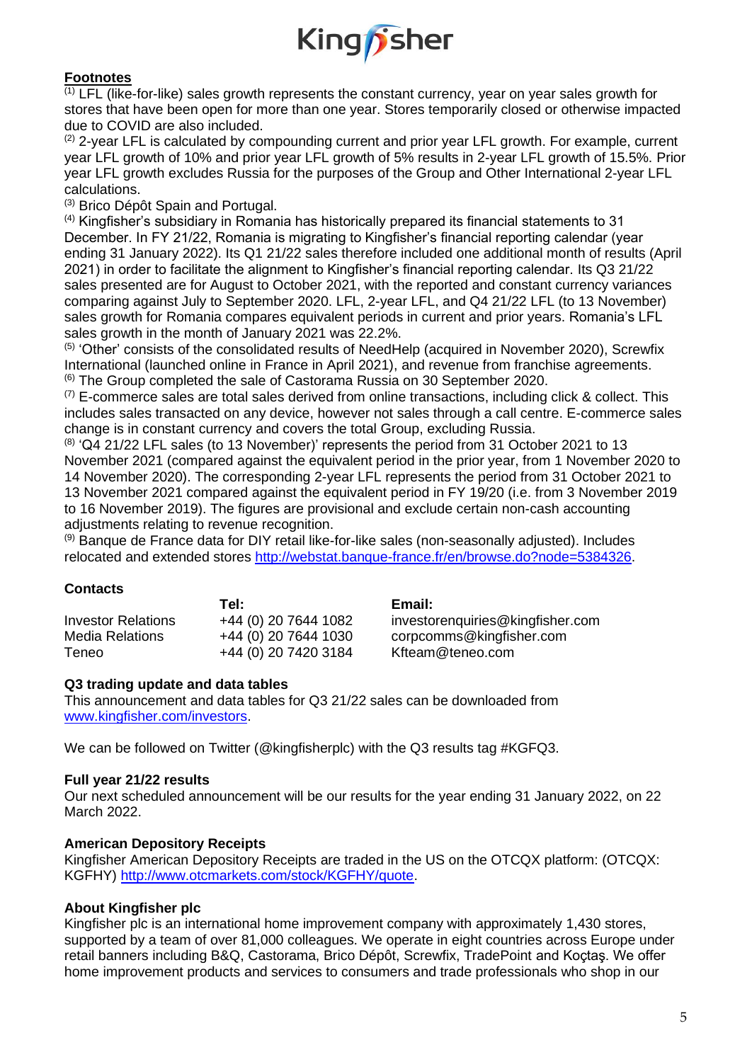## Footnotes

[1] LFL (like-for-like) sales growth represents the constant currency, year on year sales growth for stores that have been open for more than one year. Stores temporarily closed or otherwise impacted due to COVID are also included.

[2] 2-year LFL is calculated by compounding current and prior year LFL growth. For example, current year LFL growth of 10% and prior year LFL growth of 5% results in 2-year LFL growth of 15.5%. Prior year LFL growth excludes Russia for the purposes of the Group and Other International 2-year LFL calculations.

[3] Brico Dépôt Spain and Portugal.

[4] Kingfisher's subsidiary in Romania has historically prepared its financial statements to 31 December. In FY 21/22, Romania is migrating to Kingfisher's financial reporting calendar (year ending 31 January 2022). Its Q1 21/22 sales therefore included one additional month of results (April 2021) in order to facilitate the alignment to Kingfisher's financial reporting calendar. Its Q3 21/22 sales presented are for August to October 2021, with the reported and constant currency variances comparing against July to September 2020. LFL, 2-year LFL, and Q4 21/22 LFL (to 13 November) sales growth for Romania compares equivalent periods in current and prior years. Romania's LFL sales growth in the month of January 2021 was 22.2%.

[5] 'Other' consists of the consolidated results of NeedHelp (acquired in November 2020), Screwfix International (launched online in France in April 2021), and revenue from franchise agreements.

[6] The Group completed the sale of Castorama Russia on 30 September 2020.

[7] E-commerce sales are total sales derived from online transactions, including click & collect. This includes sales transacted on any device, however not sales through a call centre. E-commerce sales change is in constant currency and covers the total Group, excluding Russia.

[8] 'Q4 21/22 LFL sales (to 13 November)' represents the period from 31 October 2021 to 13 November 2021 (compared against the equivalent period in the prior year, from 1 November 2020 to 14 November 2020). The corresponding 2-year LFL represents the period from 31 October 2021 to 13 November 2021 compared against the equivalent period in FY 19/20 (i.e. from 3 November 2019 to 16 November 2019). The figures are provisional and exclude certain non-cash accounting adjustments relating to revenue recognition.

[9] Banque de France data for DIY retail like-for-like sales (non-seasonally adjusted). Includes relocated and extended stores http://webstat.banque-france.fr/en/browse.do?node=5384326.

### Contacts

| | Tel: | Email: |
|---|---|---|
| Investor Relations | +44 (0) 20 7644 1082 | investorenquiries@kingfisher.com |
| Media Relations | +44 (0) 20 7644 1030 | corpcomms@kingfisher.com |
| Teneo | +44 (0) 20 7420 3184 | Kfteam@teneo.com |

### Q3 trading update and data tables

This announcement and data tables for Q3 21/22 sales can be downloaded from www.kingfisher.com/investors.

We can be followed on Twitter (@kingfisherplc) with the Q3 results tag #KGFQ3.

### Full year 21/22 results

Our next scheduled announcement will be our results for the year ending 31 January 2022, on 22 March 2022.

### American Depository Receipts

Kingfisher American Depository Receipts are traded in the US on the OTCQX platform: (OTCQX: KGFHY) http://www.otcmarkets.com/stock/KGFHY/quote.

### About Kingfisher plc

Kingfisher plc is an international home improvement company with approximately 1,430 stores, supported by a team of over 81,000 colleagues. We operate in eight countries across Europe under retail banners including B&Q, Castorama, Brico Dépôt, Screwfix, TradePoint and Koçtaş. We offer home improvement products and services to consumers and trade professionals who shop in our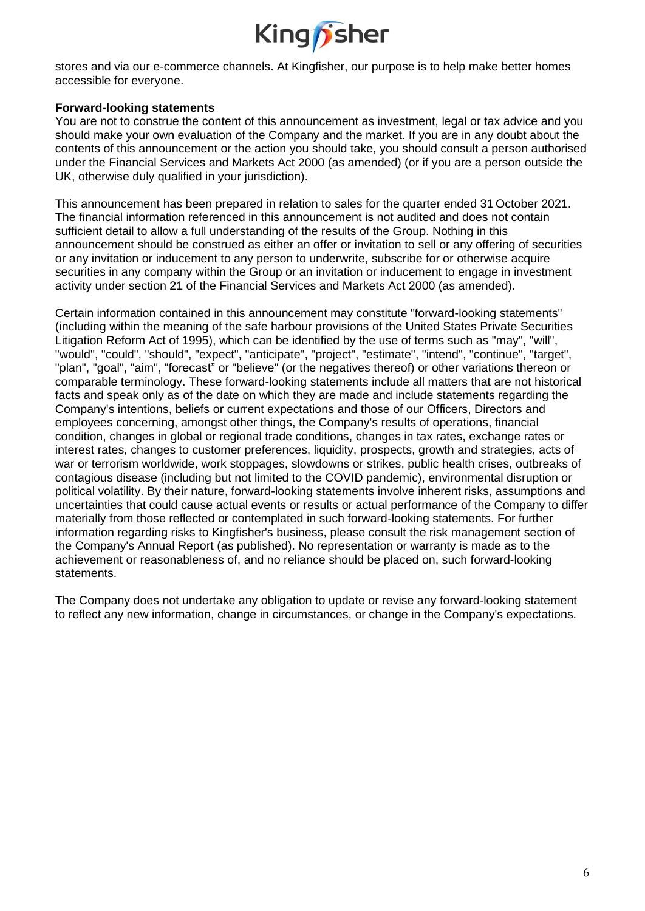stores and via our e-commerce channels. At Kingfisher, our purpose is to help make better homes accessible for everyone.

**Forward-looking statements**

You are not to construe the content of this announcement as investment, legal or tax advice and you should make your own evaluation of the Company and the market. If you are in any doubt about the contents of this announcement or the action you should take, you should consult a person authorised under the Financial Services and Markets Act 2000 (as amended) (or if you are a person outside the UK, otherwise duly qualified in your jurisdiction).

This announcement has been prepared in relation to sales for the quarter ended 31 October 2021. The financial information referenced in this announcement is not audited and does not contain sufficient detail to allow a full understanding of the results of the Group. Nothing in this announcement should be construed as either an offer or invitation to sell or any offering of securities or any invitation or inducement to any person to underwrite, subscribe for or otherwise acquire securities in any company within the Group or an invitation or inducement to engage in investment activity under section 21 of the Financial Services and Markets Act 2000 (as amended).

Certain information contained in this announcement may constitute "forward-looking statements" (including within the meaning of the safe harbour provisions of the United States Private Securities Litigation Reform Act of 1995), which can be identified by the use of terms such as "may", "will", "would", "could", "should", "expect", "anticipate", "project", "estimate", "intend", "continue", "target", "plan", "goal", "aim", "forecast" or "believe" (or the negatives thereof) or other variations thereon or comparable terminology. These forward-looking statements include all matters that are not historical facts and speak only as of the date on which they are made and include statements regarding the Company's intentions, beliefs or current expectations and those of our Officers, Directors and employees concerning, amongst other things, the Company's results of operations, financial condition, changes in global or regional trade conditions, changes in tax rates, exchange rates or interest rates, changes to customer preferences, liquidity, prospects, growth and strategies, acts of war or terrorism worldwide, work stoppages, slowdowns or strikes, public health crises, outbreaks of contagious disease (including but not limited to the COVID pandemic), environmental disruption or political volatility. By their nature, forward-looking statements involve inherent risks, assumptions and uncertainties that could cause actual events or results or actual performance of the Company to differ materially from those reflected or contemplated in such forward-looking statements. For further information regarding risks to Kingfisher's business, please consult the risk management section of the Company's Annual Report (as published). No representation or warranty is made as to the achievement or reasonableness of, and no reliance should be placed on, such forward-looking statements.

The Company does not undertake any obligation to update or revise any forward-looking statement to reflect any new information, change in circumstances, or change in the Company's expectations.